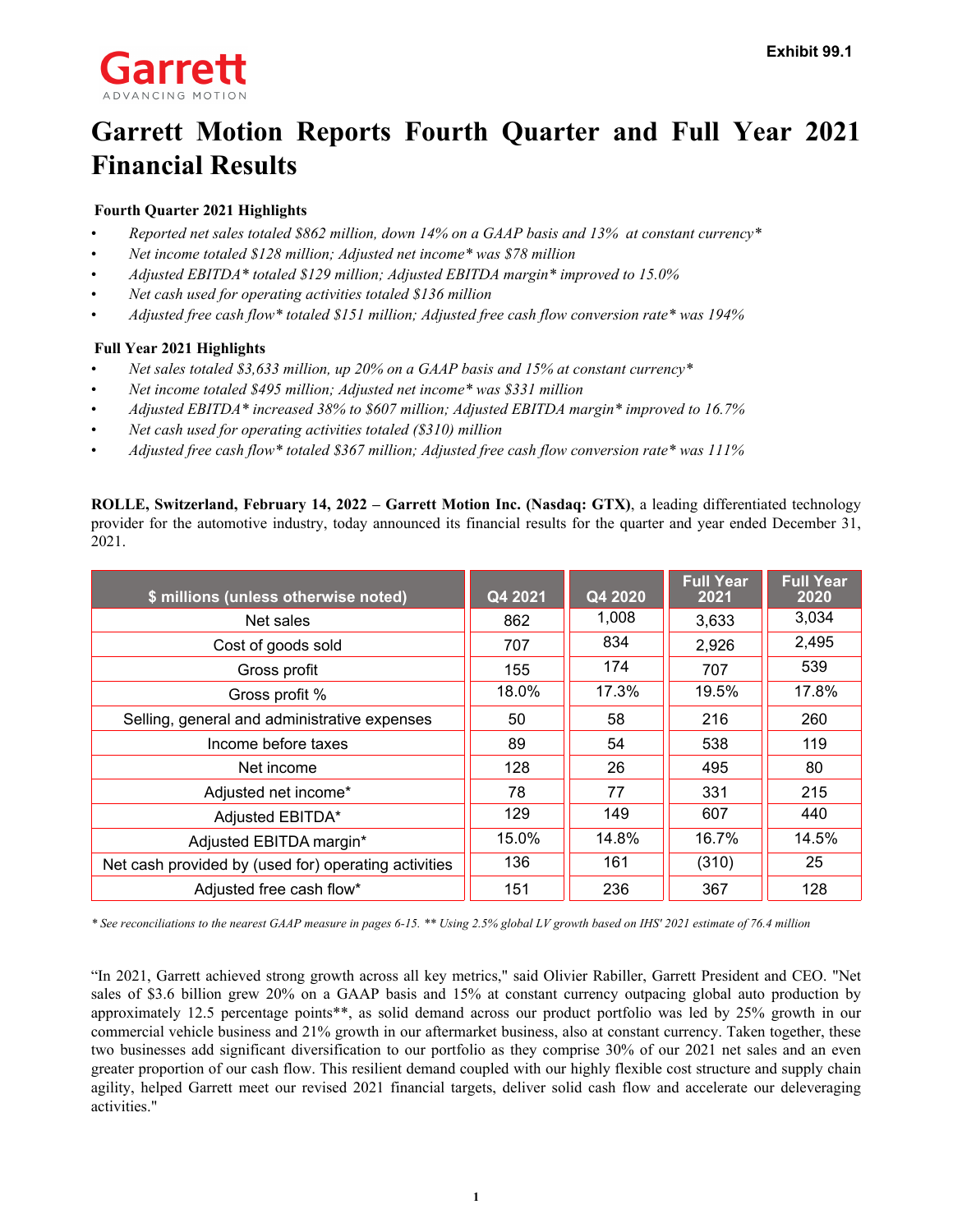Exhibit 99.1

Garrett
ADVANCING MOTION

# Garrett Motion Reports Fourth Quarter and Full Year 2021 Financial Results

### Fourth Quarter 2021 Highlights

- *Reported net sales totaled $862 million, down 14% on a GAAP basis and 13% at constant currency**
- *Net income totaled $128 million; Adjusted net income* was $78 million*
- *Adjusted EBITDA* totaled $129 million; Adjusted EBITDA margin* improved to 15.0%*
- *Net cash used for operating activities totaled $136 million*
- *Adjusted free cash flow* totaled $151 million; Adjusted free cash flow conversion rate* was 194%*

### Full Year 2021 Highlights

- *Net sales totaled $3,633 million, up 20% on a GAAP basis and 15% at constant currency**
- *Net income totaled $495 million; Adjusted net income* was $331 million*
- *Adjusted EBITDA* increased 38% to $607 million; Adjusted EBITDA margin* improved to 16.7%*
- *Net cash used for operating activities totaled ($310) million*
- *Adjusted free cash flow* totaled $367 million; Adjusted free cash flow conversion rate* was 111%*

**ROLLE, Switzerland, February 14, 2022 – Garrett Motion Inc. (Nasdaq: GTX)**, a leading differentiated technology provider for the automotive industry, today announced its financial results for the quarter and year ended December 31, 2021.

| $ millions (unless otherwise noted) | Q4 2021 | Q4 2020 | Full Year 2021 | Full Year 2020 |
|---|---|---|---|---|
| Net sales | 862 | 1,008 | 3,633 | 3,034 |
| Cost of goods sold | 707 | 834 | 2,926 | 2,495 |
| Gross profit | 155 | 174 | 707 | 539 |
| Gross profit % | 18.0% | 17.3% | 19.5% | 17.8% |
| Selling, general and administrative expenses | 50 | 58 | 216 | 260 |
| Income before taxes | 89 | 54 | 538 | 119 |
| Net income | 128 | 26 | 495 | 80 |
| Adjusted net income* | 78 | 77 | 331 | 215 |
| Adjusted EBITDA* | 129 | 149 | 607 | 440 |
| Adjusted EBITDA margin* | 15.0% | 14.8% | 16.7% | 14.5% |
| Net cash provided by (used for) operating activities | 136 | 161 | (310) | 25 |
| Adjusted free cash flow* | 151 | 236 | 367 | 128 |

*\* See reconciliations to the nearest GAAP measure in pages 6-15. \*\* Using 2.5% global LV growth based on IHS' 2021 estimate of 76.4 million*

"In 2021, Garrett achieved strong growth across all key metrics," said Olivier Rabiller, Garrett President and CEO. "Net sales of $3.6 billion grew 20% on a GAAP basis and 15% at constant currency outpacing global auto production by approximately 12.5 percentage points**, as solid demand across our product portfolio was led by 25% growth in our commercial vehicle business and 21% growth in our aftermarket business, also at constant currency. Taken together, these two businesses add significant diversification to our portfolio as they comprise 30% of our 2021 net sales and an even greater proportion of our cash flow. This resilient demand coupled with our highly flexible cost structure and supply chain agility, helped Garrett meet our revised 2021 financial targets, deliver solid cash flow and accelerate our deleveraging activities."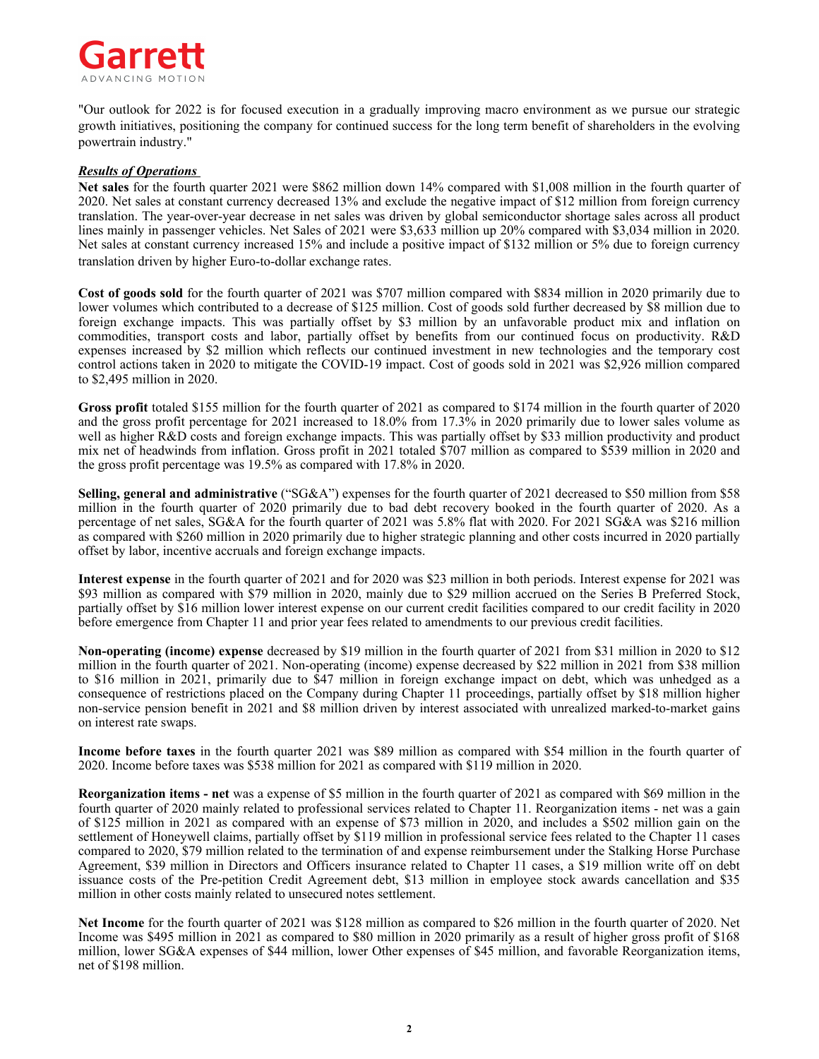"Our outlook for 2022 is for focused execution in a gradually improving macro environment as we pursue our strategic growth initiatives, positioning the company for continued success for the long term benefit of shareholders in the evolving powertrain industry."

***Results of Operations***

**Net sales** for the fourth quarter 2021 were $862 million down 14% compared with $1,008 million in the fourth quarter of 2020. Net sales at constant currency decreased 13% and exclude the negative impact of $12 million from foreign currency translation. The year-over-year decrease in net sales was driven by global semiconductor shortage sales across all product lines mainly in passenger vehicles. Net Sales of 2021 were $3,633 million up 20% compared with $3,034 million in 2020. Net sales at constant currency increased 15% and include a positive impact of $132 million or 5% due to foreign currency translation driven by higher Euro-to-dollar exchange rates.

**Cost of goods sold** for the fourth quarter of 2021 was $707 million compared with $834 million in 2020 primarily due to lower volumes which contributed to a decrease of $125 million. Cost of goods sold further decreased by $8 million due to foreign exchange impacts. This was partially offset by $3 million by an unfavorable product mix and inflation on commodities, transport costs and labor, partially offset by benefits from our continued focus on productivity. R&D expenses increased by $2 million which reflects our continued investment in new technologies and the temporary cost control actions taken in 2020 to mitigate the COVID-19 impact. Cost of goods sold in 2021 was $2,926 million compared to $2,495 million in 2020.

**Gross profit** totaled $155 million for the fourth quarter of 2021 as compared to $174 million in the fourth quarter of 2020 and the gross profit percentage for 2021 increased to 18.0% from 17.3% in 2020 primarily due to lower sales volume as well as higher R&D costs and foreign exchange impacts. This was partially offset by $33 million productivity and product mix net of headwinds from inflation. Gross profit in 2021 totaled $707 million as compared to $539 million in 2020 and the gross profit percentage was 19.5% as compared with 17.8% in 2020.

**Selling, general and administrative** ("SG&A") expenses for the fourth quarter of 2021 decreased to $50 million from $58 million in the fourth quarter of 2020 primarily due to bad debt recovery booked in the fourth quarter of 2020. As a percentage of net sales, SG&A for the fourth quarter of 2021 was 5.8% flat with 2020. For 2021 SG&A was $216 million as compared with $260 million in 2020 primarily due to higher strategic planning and other costs incurred in 2020 partially offset by labor, incentive accruals and foreign exchange impacts.

**Interest expense** in the fourth quarter of 2021 and for 2020 was $23 million in both periods. Interest expense for 2021 was $93 million as compared with $79 million in 2020, mainly due to $29 million accrued on the Series B Preferred Stock, partially offset by $16 million lower interest expense on our current credit facilities compared to our credit facility in 2020 before emergence from Chapter 11 and prior year fees related to amendments to our previous credit facilities.

**Non-operating (income) expense** decreased by $19 million in the fourth quarter of 2021 from $31 million in 2020 to $12 million in the fourth quarter of 2021. Non-operating (income) expense decreased by $22 million in 2021 from $38 million to $16 million in 2021, primarily due to $47 million in foreign exchange impact on debt, which was unhedged as a consequence of restrictions placed on the Company during Chapter 11 proceedings, partially offset by $18 million higher non-service pension benefit in 2021 and $8 million driven by interest associated with unrealized marked-to-market gains on interest rate swaps.

**Income before taxes** in the fourth quarter 2021 was $89 million as compared with $54 million in the fourth quarter of 2020. Income before taxes was $538 million for 2021 as compared with $119 million in 2020.

**Reorganization items - net** was a expense of $5 million in the fourth quarter of 2021 as compared with $69 million in the fourth quarter of 2020 mainly related to professional services related to Chapter 11. Reorganization items - net was a gain of $125 million in 2021 as compared with an expense of $73 million in 2020, and includes a $502 million gain on the settlement of Honeywell claims, partially offset by $119 million in professional service fees related to the Chapter 11 cases compared to 2020, $79 million related to the termination of and expense reimbursement under the Stalking Horse Purchase Agreement, $39 million in Directors and Officers insurance related to Chapter 11 cases, a $19 million write off on debt issuance costs of the Pre-petition Credit Agreement debt, $13 million in employee stock awards cancellation and $35 million in other costs mainly related to unsecured notes settlement.

**Net Income** for the fourth quarter of 2021 was $128 million as compared to $26 million in the fourth quarter of 2020. Net Income was $495 million in 2021 as compared to $80 million in 2020 primarily as a result of higher gross profit of $168 million, lower SG&A expenses of $44 million, lower Other expenses of $45 million, and favorable Reorganization items, net of $198 million.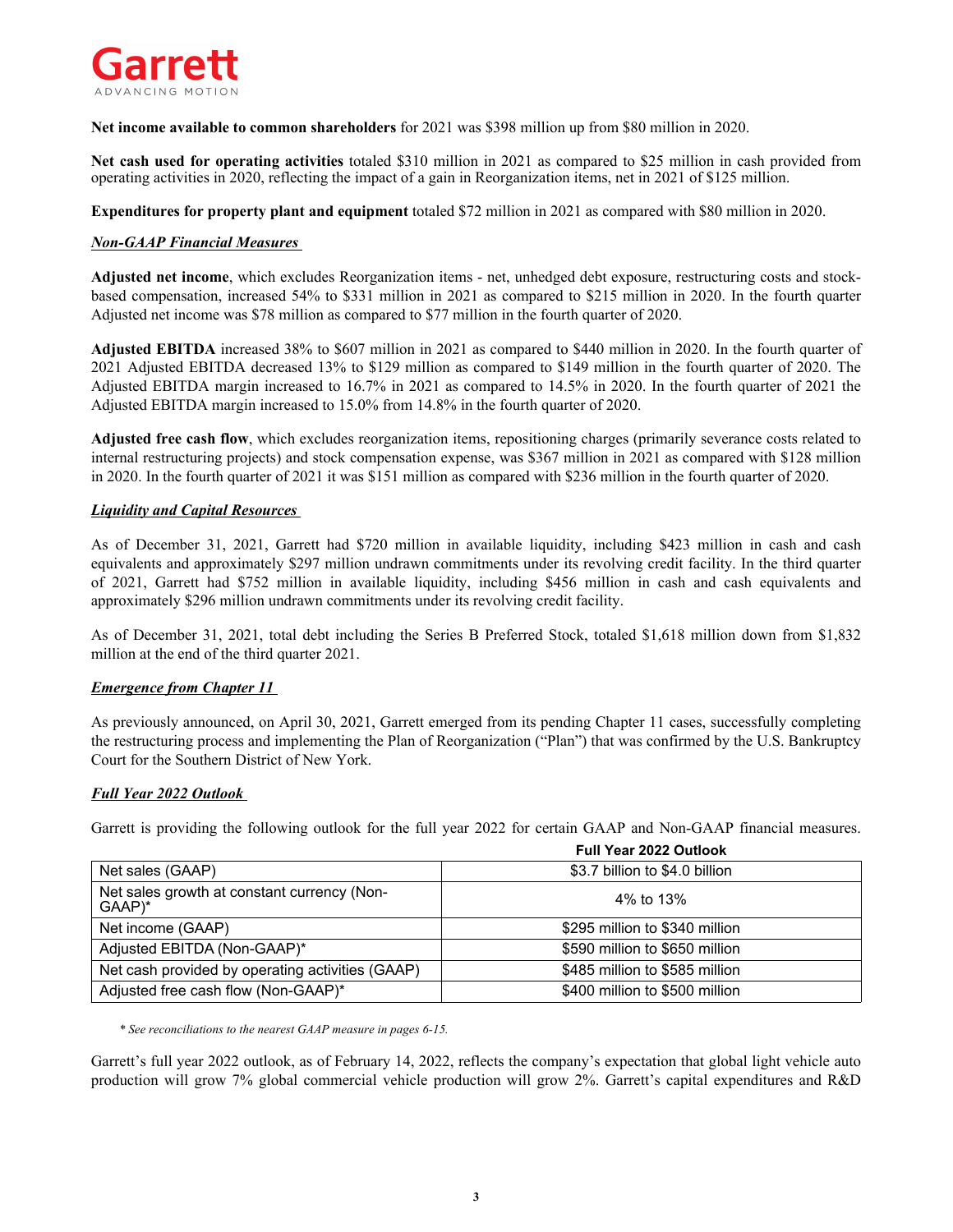**Net income available to common shareholders** for 2021 was $398 million up from $80 million in 2020.

**Net cash used for operating activities** totaled $310 million in 2021 as compared to $25 million in cash provided from operating activities in 2020, reflecting the impact of a gain in Reorganization items, net in 2021 of $125 million.

**Expenditures for property plant and equipment** totaled $72 million in 2021 as compared with $80 million in 2020.

***Non-GAAP Financial Measures***

**Adjusted net income**, which excludes Reorganization items - net, unhedged debt exposure, restructuring costs and stock-based compensation, increased 54% to $331 million in 2021 as compared to $215 million in 2020. In the fourth quarter Adjusted net income was $78 million as compared to $77 million in the fourth quarter of 2020.

**Adjusted EBITDA** increased 38% to $607 million in 2021 as compared to $440 million in 2020. In the fourth quarter of 2021 Adjusted EBITDA decreased 13% to $129 million as compared to $149 million in the fourth quarter of 2020. The Adjusted EBITDA margin increased to 16.7% in 2021 as compared to 14.5% in 2020. In the fourth quarter of 2021 the Adjusted EBITDA margin increased to 15.0% from 14.8% in the fourth quarter of 2020.

**Adjusted free cash flow**, which excludes reorganization items, repositioning charges (primarily severance costs related to internal restructuring projects) and stock compensation expense, was $367 million in 2021 as compared with $128 million in 2020. In the fourth quarter of 2021 it was $151 million as compared with $236 million in the fourth quarter of 2020.

***Liquidity and Capital Resources***

As of December 31, 2021, Garrett had $720 million in available liquidity, including $423 million in cash and cash equivalents and approximately $297 million undrawn commitments under its revolving credit facility. In the third quarter of 2021, Garrett had $752 million in available liquidity, including $456 million in cash and cash equivalents and approximately $296 million undrawn commitments under its revolving credit facility.

As of December 31, 2021, total debt including the Series B Preferred Stock, totaled $1,618 million down from $1,832 million at the end of the third quarter 2021.

***Emergence from Chapter 11***

As previously announced, on April 30, 2021, Garrett emerged from its pending Chapter 11 cases, successfully completing the restructuring process and implementing the Plan of Reorganization ("Plan") that was confirmed by the U.S. Bankruptcy Court for the Southern District of New York.

***Full Year 2022 Outlook***

Garrett is providing the following outlook for the full year 2022 for certain GAAP and Non-GAAP financial measures.

| | **Full Year 2022 Outlook** |
|---|---|
| Net sales (GAAP) | $3.7 billion to $4.0 billion |
| Net sales growth at constant currency (Non-GAAP)* | 4% to 13% |
| Net income (GAAP) | $295 million to $340 million |
| Adjusted EBITDA (Non-GAAP)* | $590 million to $650 million |
| Net cash provided by operating activities (GAAP) | $485 million to $585 million |
| Adjusted free cash flow (Non-GAAP)* | $400 million to $500 million |

*\* See reconciliations to the nearest GAAP measure in pages 6-15.*

Garrett's full year 2022 outlook, as of February 14, 2022, reflects the company's expectation that global light vehicle auto production will grow 7% global commercial vehicle production will grow 2%. Garrett's capital expenditures and R&D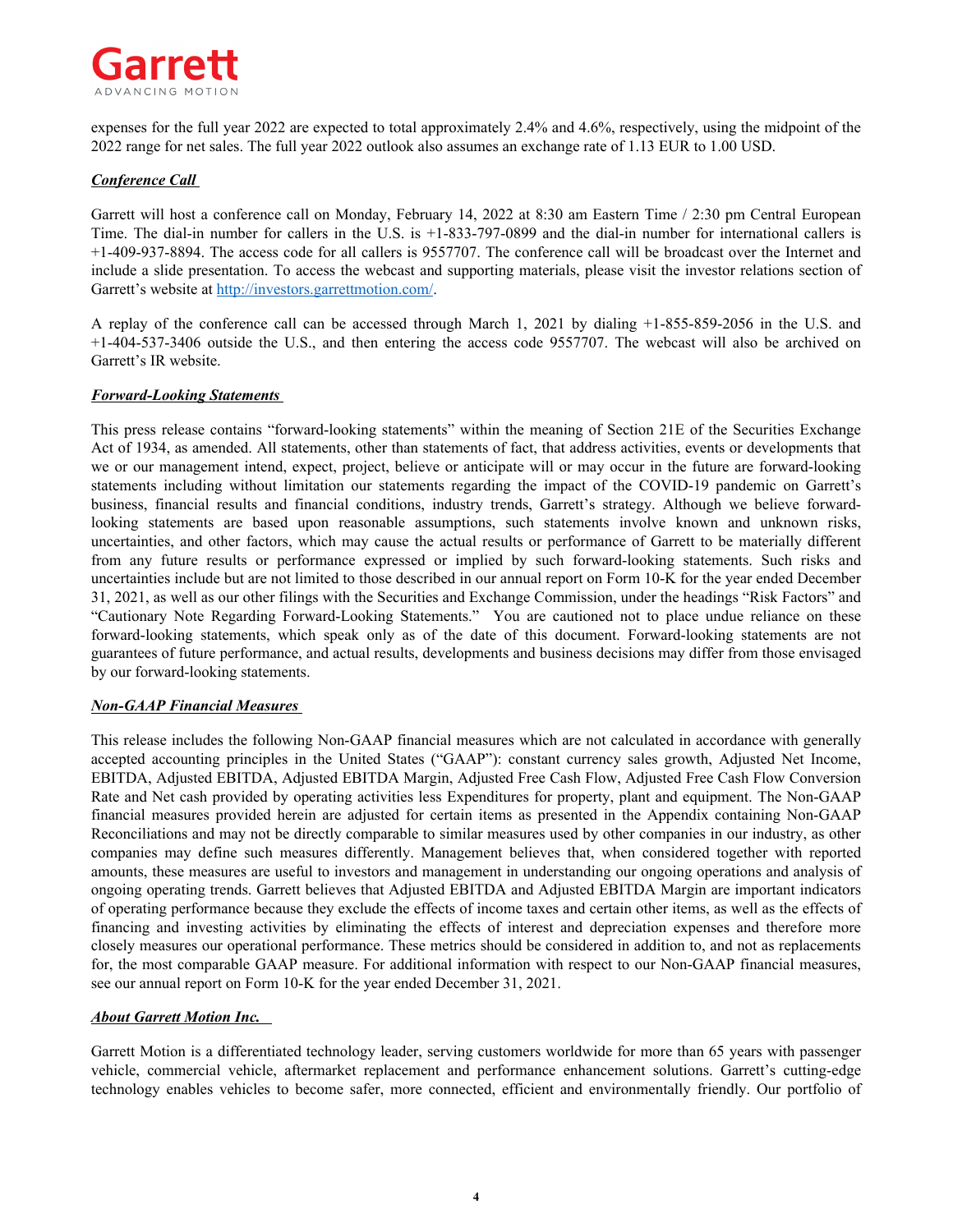expenses for the full year 2022 are expected to total approximately 2.4% and 4.6%, respectively, using the midpoint of the 2022 range for net sales. The full year 2022 outlook also assumes an exchange rate of 1.13 EUR to 1.00 USD.

***Conference Call***

Garrett will host a conference call on Monday, February 14, 2022 at 8:30 am Eastern Time / 2:30 pm Central European Time. The dial-in number for callers in the U.S. is +1-833-797-0899 and the dial-in number for international callers is +1-409-937-8894. The access code for all callers is 9557707. The conference call will be broadcast over the Internet and include a slide presentation. To access the webcast and supporting materials, please visit the investor relations section of Garrett's website at http://investors.garrettmotion.com/.

A replay of the conference call can be accessed through March 1, 2021 by dialing +1-855-859-2056 in the U.S. and +1-404-537-3406 outside the U.S., and then entering the access code 9557707. The webcast will also be archived on Garrett's IR website.

***Forward-Looking Statements***

This press release contains "forward-looking statements" within the meaning of Section 21E of the Securities Exchange Act of 1934, as amended. All statements, other than statements of fact, that address activities, events or developments that we or our management intend, expect, project, believe or anticipate will or may occur in the future are forward-looking statements including without limitation our statements regarding the impact of the COVID-19 pandemic on Garrett's business, financial results and financial conditions, industry trends, Garrett's strategy. Although we believe forward-looking statements are based upon reasonable assumptions, such statements involve known and unknown risks, uncertainties, and other factors, which may cause the actual results or performance of Garrett to be materially different from any future results or performance expressed or implied by such forward-looking statements. Such risks and uncertainties include but are not limited to those described in our annual report on Form 10-K for the year ended December 31, 2021, as well as our other filings with the Securities and Exchange Commission, under the headings "Risk Factors" and "Cautionary Note Regarding Forward-Looking Statements." You are cautioned not to place undue reliance on these forward-looking statements, which speak only as of the date of this document. Forward-looking statements are not guarantees of future performance, and actual results, developments and business decisions may differ from those envisaged by our forward-looking statements.

***Non-GAAP Financial Measures***

This release includes the following Non-GAAP financial measures which are not calculated in accordance with generally accepted accounting principles in the United States ("GAAP"): constant currency sales growth, Adjusted Net Income, EBITDA, Adjusted EBITDA, Adjusted EBITDA Margin, Adjusted Free Cash Flow, Adjusted Free Cash Flow Conversion Rate and Net cash provided by operating activities less Expenditures for property, plant and equipment. The Non-GAAP financial measures provided herein are adjusted for certain items as presented in the Appendix containing Non-GAAP Reconciliations and may not be directly comparable to similar measures used by other companies in our industry, as other companies may define such measures differently. Management believes that, when considered together with reported amounts, these measures are useful to investors and management in understanding our ongoing operations and analysis of ongoing operating trends. Garrett believes that Adjusted EBITDA and Adjusted EBITDA Margin are important indicators of operating performance because they exclude the effects of income taxes and certain other items, as well as the effects of financing and investing activities by eliminating the effects of interest and depreciation expenses and therefore more closely measures our operational performance. These metrics should be considered in addition to, and not as replacements for, the most comparable GAAP measure. For additional information with respect to our Non-GAAP financial measures, see our annual report on Form 10-K for the year ended December 31, 2021.

***About Garrett Motion Inc.***

Garrett Motion is a differentiated technology leader, serving customers worldwide for more than 65 years with passenger vehicle, commercial vehicle, aftermarket replacement and performance enhancement solutions. Garrett's cutting-edge technology enables vehicles to become safer, more connected, efficient and environmentally friendly. Our portfolio of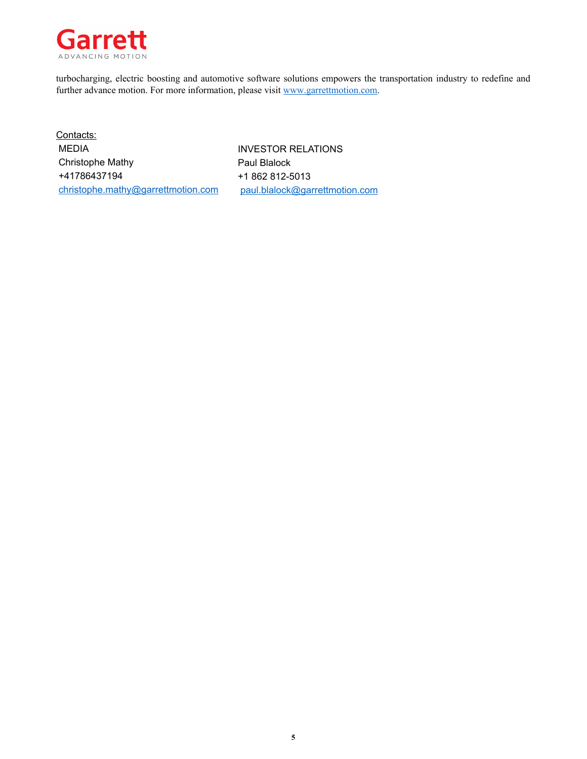turbocharging, electric boosting and automotive software solutions empowers the transportation industry to redefine and further advance motion. For more information, please visit [www.garrettmotion.com](http://www.garrettmotion.com).

Contacts:

| MEDIA | INVESTOR RELATIONS |
|---|---|
| Christophe Mathy | Paul Blalock |
| +41786437194 | +1 862 812-5013 |
| christophe.mathy@garrettmotion.com | paul.blalock@garrettmotion.com |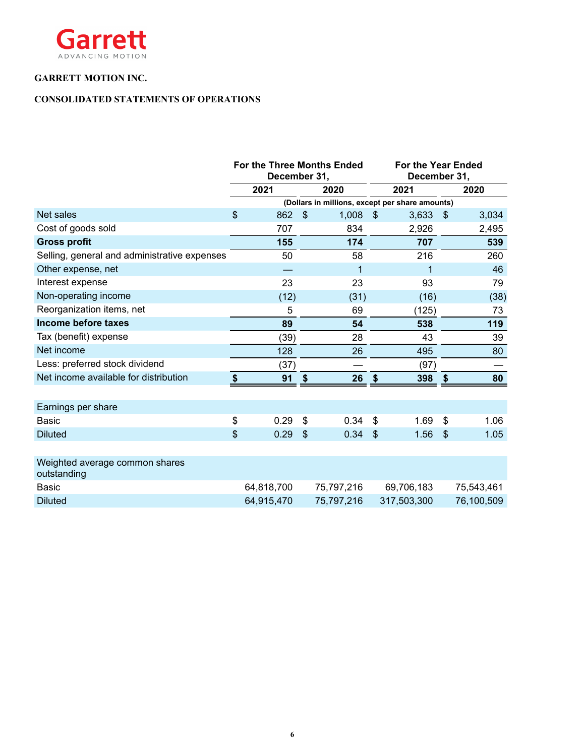Garrett
ADVANCING MOTION

**GARRETT MOTION INC.**

**CONSOLIDATED STATEMENTS OF OPERATIONS**

| | For the Three Months Ended December 31, | | For the Year Ended December 31, | |
|---|---|---|---|---|
| | 2021 | 2020 | 2021 | 2020 |
| | (Dollars in millions, except per share amounts) | | | |
| Net sales | $ 862 | $ 1,008 | $ 3,633 | $ 3,034 |
| Cost of goods sold | 707 | 834 | 2,926 | 2,495 |
| **Gross profit** | **155** | **174** | **707** | **539** |
| Selling, general and administrative expenses | 50 | 58 | 216 | 260 |
| Other expense, net | — | 1 | 1 | 46 |
| Interest expense | 23 | 23 | 93 | 79 |
| Non-operating income | (12) | (31) | (16) | (38) |
| Reorganization items, net | 5 | 69 | (125) | 73 |
| **Income before taxes** | **89** | **54** | **538** | **119** |
| Tax (benefit) expense | (39) | 28 | 43 | 39 |
| Net income | 128 | 26 | 495 | 80 |
| Less: preferred stock dividend | (37) | — | (97) | — |
| Net income available for distribution | **$ 91** | **$ 26** | **$ 398** | **$ 80** |
| | | | | |
| Earnings per share | | | | |
| Basic | $ 0.29 | $ 0.34 | $ 1.69 | $ 1.06 |
| Diluted | $ 0.29 | $ 0.34 | $ 1.56 | $ 1.05 |
| | | | | |
| Weighted average common shares outstanding | | | | |
| Basic | 64,818,700 | 75,797,216 | 69,706,183 | 75,543,461 |
| Diluted | 64,915,470 | 75,797,216 | 317,503,300 | 76,100,509 |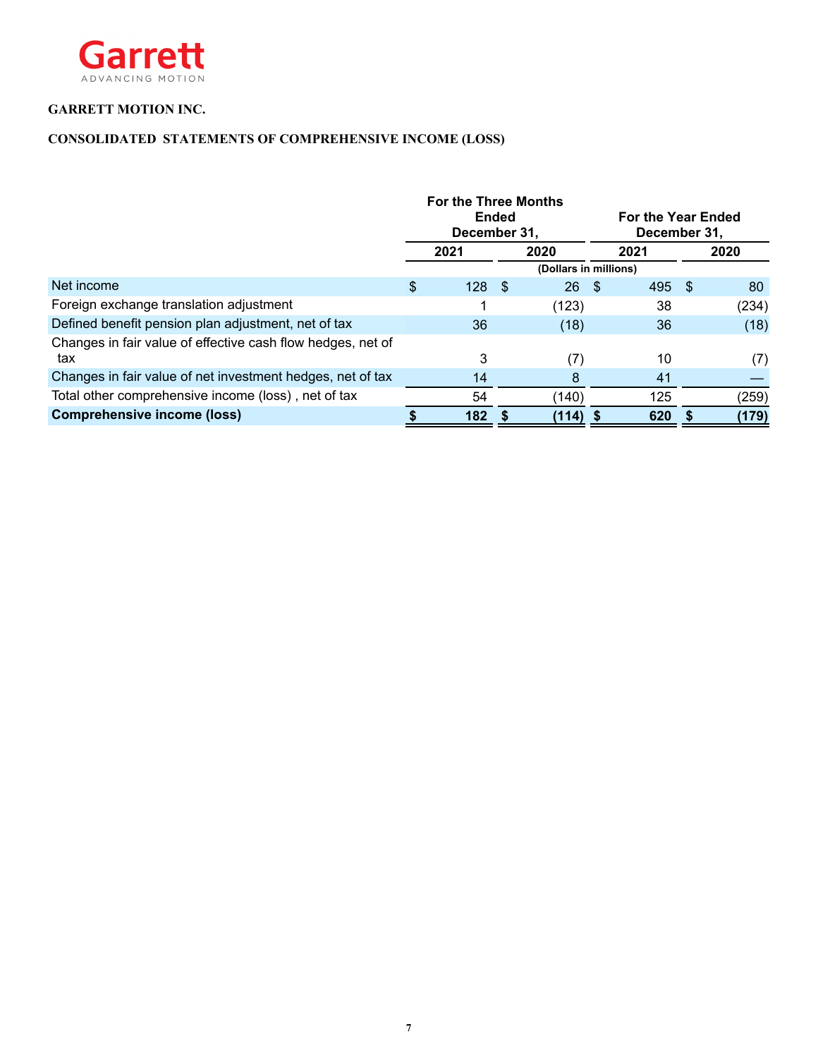**GARRETT MOTION INC.**

**CONSOLIDATED STATEMENTS OF COMPREHENSIVE INCOME (LOSS)**

| | For the Three Months Ended December 31, | | For the Year Ended December 31, | |
|---|---|---|---|---|
| | 2021 | 2020 | 2021 | 2020 |
| | (Dollars in millions) | | | |
| Net income | $ 128 | $ 26 | $ 495 | $ 80 |
| Foreign exchange translation adjustment | 1 | (123) | 38 | (234) |
| Defined benefit pension plan adjustment, net of tax | 36 | (18) | 36 | (18) |
| Changes in fair value of effective cash flow hedges, net of tax | 3 | (7) | 10 | (7) |
| Changes in fair value of net investment hedges, net of tax | 14 | 8 | 41 | — |
| Total other comprehensive income (loss) , net of tax | 54 | (140) | 125 | (259) |
| **Comprehensive income (loss)** | **$ 182** | **$ (114)** | **$ 620** | **$ (179)** |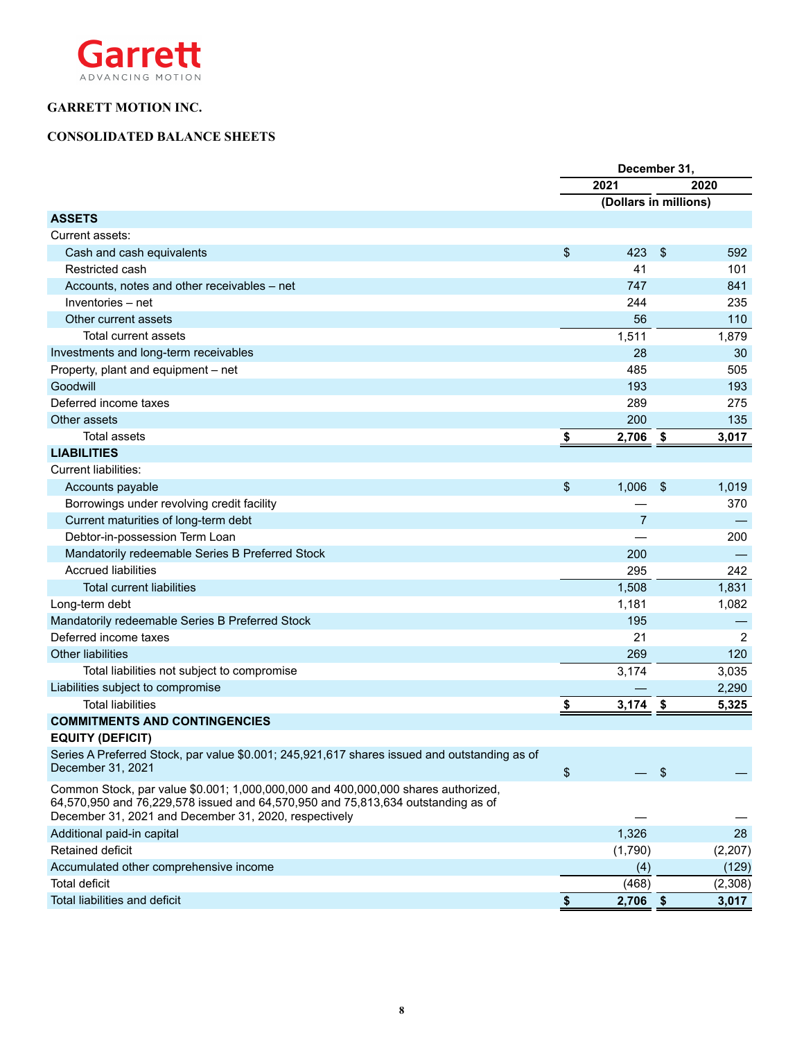Garrett
ADVANCING MOTION

**GARRETT MOTION INC.**

**CONSOLIDATED BALANCE SHEETS**

| | December 31, | |
|---|---|---|
| | 2021 | 2020 |
| | (Dollars in millions) | |
| **ASSETS** | | |
| Current assets: | | |
| Cash and cash equivalents | $ 423 | $ 592 |
| Restricted cash | 41 | 101 |
| Accounts, notes and other receivables – net | 747 | 841 |
| Inventories – net | 244 | 235 |
| Other current assets | 56 | 110 |
| Total current assets | 1,511 | 1,879 |
| Investments and long-term receivables | 28 | 30 |
| Property, plant and equipment – net | 485 | 505 |
| Goodwill | 193 | 193 |
| Deferred income taxes | 289 | 275 |
| Other assets | 200 | 135 |
| Total assets | **$ 2,706** | **$ 3,017** |
| **LIABILITIES** | | |
| Current liabilities: | | |
| Accounts payable | $ 1,006 | $ 1,019 |
| Borrowings under revolving credit facility | — | 370 |
| Current maturities of long-term debt | 7 | — |
| Debtor-in-possession Term Loan | — | 200 |
| Mandatorily redeemable Series B Preferred Stock | 200 | — |
| Accrued liabilities | 295 | 242 |
| Total current liabilities | 1,508 | 1,831 |
| Long-term debt | 1,181 | 1,082 |
| Mandatorily redeemable Series B Preferred Stock | 195 | — |
| Deferred income taxes | 21 | 2 |
| Other liabilities | 269 | 120 |
| Total liabilities not subject to compromise | 3,174 | 3,035 |
| Liabilities subject to compromise | — | 2,290 |
| Total liabilities | **$ 3,174** | **$ 5,325** |
| **COMMITMENTS AND CONTINGENCIES** | | |
| **EQUITY (DEFICIT)** | | |
| Series A Preferred Stock, par value $0.001; 245,921,617 shares issued and outstanding as of December 31, 2021 | $ — | $ — |
| Common Stock, par value $0.001; 1,000,000,000 and 400,000,000 shares authorized, 64,570,950 and 76,229,578 issued and 64,570,950 and 75,813,634 outstanding as of December 31, 2021 and December 31, 2020, respectively | — | — |
| Additional paid-in capital | 1,326 | 28 |
| Retained deficit | (1,790) | (2,207) |
| Accumulated other comprehensive income | (4) | (129) |
| Total deficit | (468) | (2,308) |
| Total liabilities and deficit | **$ 2,706** | **$ 3,017** |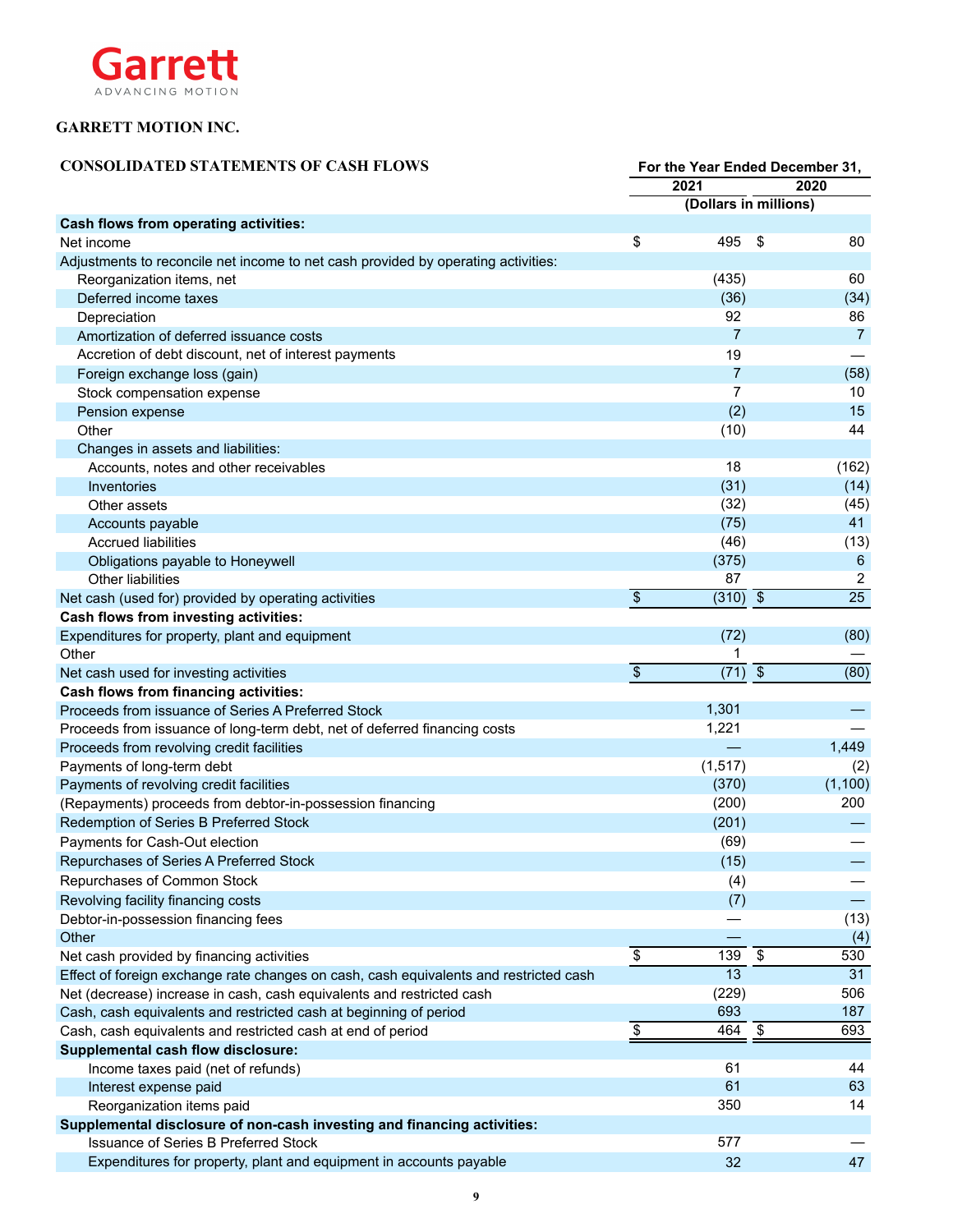Garrett
ADVANCING MOTION

**GARRETT MOTION INC.**

**CONSOLIDATED STATEMENTS OF CASH FLOWS**

| | For the Year Ended December 31, | |
|---|---|---|
| | 2021 | 2020 |
| | (Dollars in millions) | |
| **Cash flows from operating activities:** | | |
| Net income | $ 495 | $ 80 |
| Adjustments to reconcile net income to net cash provided by operating activities: | | |
| Reorganization items, net | (435) | 60 |
| Deferred income taxes | (36) | (34) |
| Depreciation | 92 | 86 |
| Amortization of deferred issuance costs | 7 | 7 |
| Accretion of debt discount, net of interest payments | 19 | — |
| Foreign exchange loss (gain) | 7 | (58) |
| Stock compensation expense | 7 | 10 |
| Pension expense | (2) | 15 |
| Other | (10) | 44 |
| Changes in assets and liabilities: | | |
| Accounts, notes and other receivables | 18 | (162) |
| Inventories | (31) | (14) |
| Other assets | (32) | (45) |
| Accounts payable | (75) | 41 |
| Accrued liabilities | (46) | (13) |
| Obligations payable to Honeywell | (375) | 6 |
| Other liabilities | 87 | 2 |
| Net cash (used for) provided by operating activities | $ (310) | $ 25 |
| **Cash flows from investing activities:** | | |
| Expenditures for property, plant and equipment | (72) | (80) |
| Other | 1 | — |
| Net cash used for investing activities | $ (71) | $ (80) |
| **Cash flows from financing activities:** | | |
| Proceeds from issuance of Series A Preferred Stock | 1,301 | — |
| Proceeds from issuance of long-term debt, net of deferred financing costs | 1,221 | — |
| Proceeds from revolving credit facilities | — | 1,449 |
| Payments of long-term debt | (1,517) | (2) |
| Payments of revolving credit facilities | (370) | (1,100) |
| (Repayments) proceeds from debtor-in-possession financing | (200) | 200 |
| Redemption of Series B Preferred Stock | (201) | — |
| Payments for Cash-Out election | (69) | — |
| Repurchases of Series A Preferred Stock | (15) | — |
| Repurchases of Common Stock | (4) | — |
| Revolving facility financing costs | (7) | — |
| Debtor-in-possession financing fees | — | (13) |
| Other | — | (4) |
| Net cash provided by financing activities | $ 139 | $ 530 |
| Effect of foreign exchange rate changes on cash, cash equivalents and restricted cash | 13 | 31 |
| Net (decrease) increase in cash, cash equivalents and restricted cash | (229) | 506 |
| Cash, cash equivalents and restricted cash at beginning of period | 693 | 187 |
| Cash, cash equivalents and restricted cash at end of period | $ 464 | $ 693 |
| **Supplemental cash flow disclosure:** | | |
| Income taxes paid (net of refunds) | 61 | 44 |
| Interest expense paid | 61 | 63 |
| Reorganization items paid | 350 | 14 |
| **Supplemental disclosure of non-cash investing and financing activities:** | | |
| Issuance of Series B Preferred Stock | 577 | — |
| Expenditures for property, plant and equipment in accounts payable | 32 | 47 |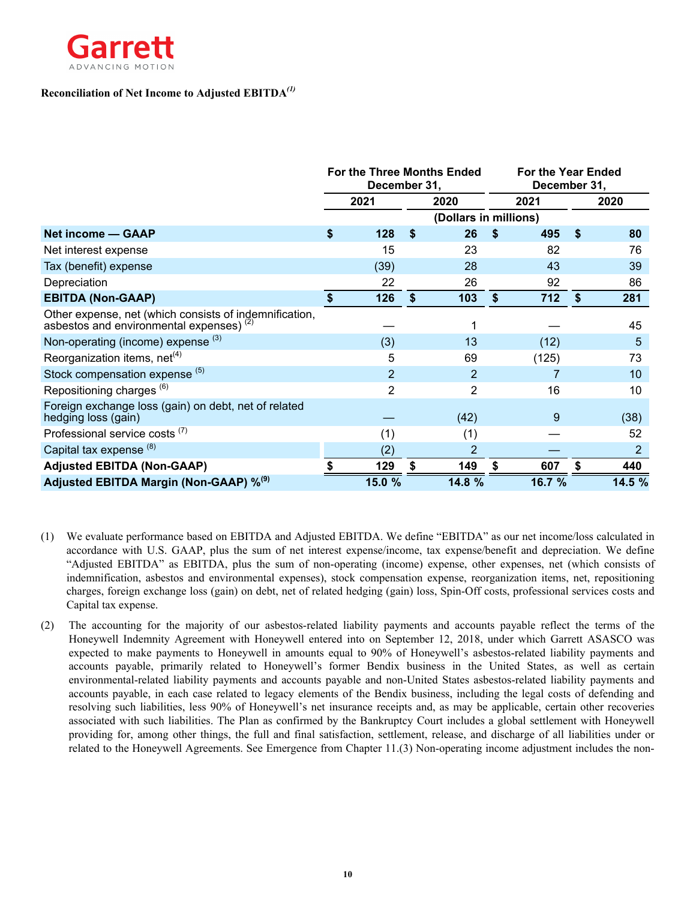Garrett
ADVANCING MOTION

**Reconciliation of Net Income to Adjusted EBITDA***[1]*

| | For the Three Months Ended December 31, | | For the Year Ended December 31, | |
|---|---|---|---|---|
| | 2021 | 2020 | 2021 | 2020 |
| | (Dollars in millions) | | | |
| **Net income — GAAP** | $ 128 | $ 26 | $ 495 | $ 80 |
| Net interest expense | 15 | 23 | 82 | 76 |
| Tax (benefit) expense | (39) | 28 | 43 | 39 |
| Depreciation | 22 | 26 | 92 | 86 |
| **EBITDA (Non-GAAP)** | $ 126 | $ 103 | $ 712 | $ 281 |
| Other expense, net (which consists of indemnification, asbestos and environmental expenses) [2] | — | 1 | — | 45 |
| Non-operating (income) expense [3] | (3) | 13 | (12) | 5 |
| Reorganization items, net[4] | 5 | 69 | (125) | 73 |
| Stock compensation expense [5] | 2 | 2 | 7 | 10 |
| Repositioning charges [6] | 2 | 2 | 16 | 10 |
| Foreign exchange loss (gain) on debt, net of related hedging loss (gain) | — | (42) | 9 | (38) |
| Professional service costs [7] | (1) | (1) | — | 52 |
| Capital tax expense [8] | (2) | 2 | — | 2 |
| **Adjusted EBITDA (Non-GAAP)** | $ 129 | $ 149 | $ 607 | $ 440 |
| **Adjusted EBITDA Margin (Non-GAAP) %[9]** | 15.0 % | 14.8 % | 16.7 % | 14.5 % |

(1) We evaluate performance based on EBITDA and Adjusted EBITDA. We define "EBITDA" as our net income/loss calculated in accordance with U.S. GAAP, plus the sum of net interest expense/income, tax expense/benefit and depreciation. We define "Adjusted EBITDA" as EBITDA, plus the sum of non-operating (income) expense, other expenses, net (which consists of indemnification, asbestos and environmental expenses), stock compensation expense, reorganization items, net, repositioning charges, foreign exchange loss (gain) on debt, net of related hedging (gain) loss, Spin-Off costs, professional services costs and Capital tax expense.

(2) The accounting for the majority of our asbestos-related liability payments and accounts payable reflect the terms of the Honeywell Indemnity Agreement with Honeywell entered into on September 12, 2018, under which Garrett ASASCO was expected to make payments to Honeywell in amounts equal to 90% of Honeywell's asbestos-related liability payments and accounts payable, primarily related to Honeywell's former Bendix business in the United States, as well as certain environmental-related liability payments and accounts payable and non-United States asbestos-related liability payments and accounts payable, in each case related to legacy elements of the Bendix business, including the legal costs of defending and resolving such liabilities, less 90% of Honeywell's net insurance receipts and, as may be applicable, certain other recoveries associated with such liabilities. The Plan as confirmed by the Bankruptcy Court includes a global settlement with Honeywell providing for, among other things, the full and final satisfaction, settlement, release, and discharge of all liabilities under or related to the Honeywell Agreements. See Emergence from Chapter 11.(3) Non-operating income adjustment includes the non-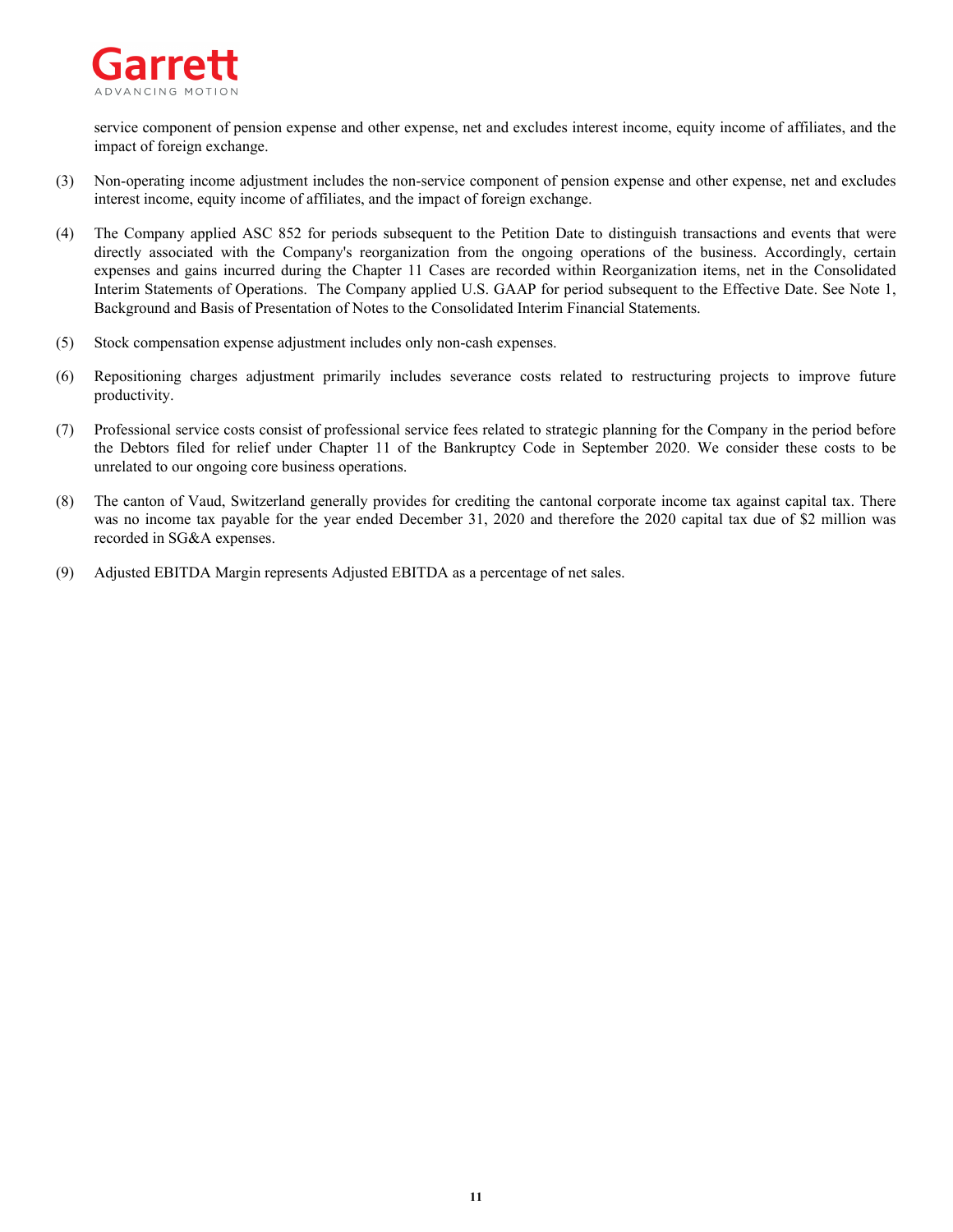service component of pension expense and other expense, net and excludes interest income, equity income of affiliates, and the impact of foreign exchange.

(3) Non-operating income adjustment includes the non-service component of pension expense and other expense, net and excludes interest income, equity income of affiliates, and the impact of foreign exchange.

(4) The Company applied ASC 852 for periods subsequent to the Petition Date to distinguish transactions and events that were directly associated with the Company's reorganization from the ongoing operations of the business. Accordingly, certain expenses and gains incurred during the Chapter 11 Cases are recorded within Reorganization items, net in the Consolidated Interim Statements of Operations. The Company applied U.S. GAAP for period subsequent to the Effective Date. See Note 1, Background and Basis of Presentation of Notes to the Consolidated Interim Financial Statements.

(5) Stock compensation expense adjustment includes only non-cash expenses.

(6) Repositioning charges adjustment primarily includes severance costs related to restructuring projects to improve future productivity.

(7) Professional service costs consist of professional service fees related to strategic planning for the Company in the period before the Debtors filed for relief under Chapter 11 of the Bankruptcy Code in September 2020. We consider these costs to be unrelated to our ongoing core business operations.

(8) The canton of Vaud, Switzerland generally provides for crediting the cantonal corporate income tax against capital tax. There was no income tax payable for the year ended December 31, 2020 and therefore the 2020 capital tax due of $2 million was recorded in SG&A expenses.

(9) Adjusted EBITDA Margin represents Adjusted EBITDA as a percentage of net sales.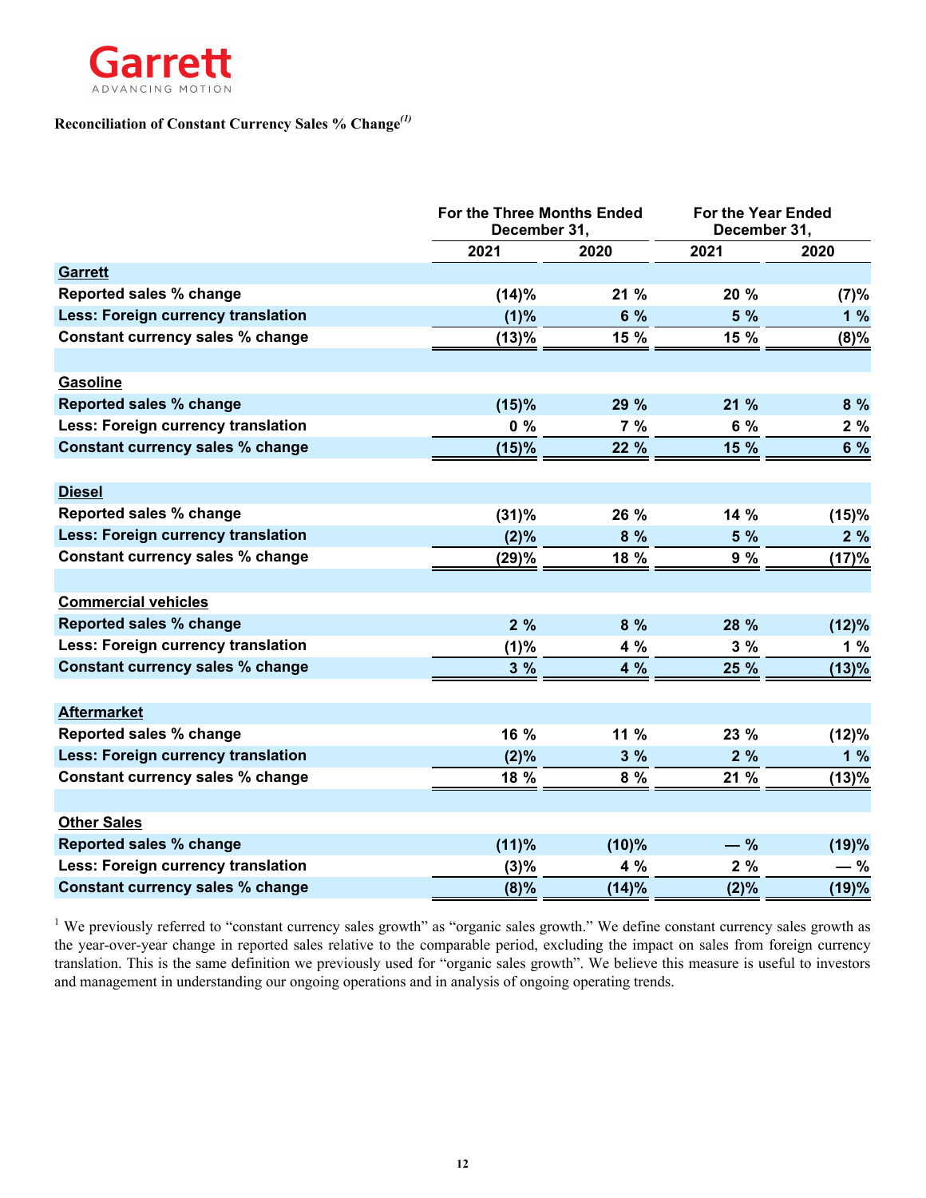Garrett
ADVANCING MOTION

**Reconciliation of Constant Currency Sales % Change[(1)]**

| | For the Three Months Ended December 31, | | For the Year Ended December 31, | |
|---|---|---|---|---|
| | 2021 | 2020 | 2021 | 2020 |
| **Garrett** | | | | |
| Reported sales % change | (14)% | 21 % | 20 % | (7)% |
| Less: Foreign currency translation | (1)% | 6 % | 5 % | 1 % |
| Constant currency sales % change | (13)% | 15 % | 15 % | (8)% |
| **Gasoline** | | | | |
| Reported sales % change | (15)% | 29 % | 21 % | 8 % |
| Less: Foreign currency translation | 0 % | 7 % | 6 % | 2 % |
| Constant currency sales % change | (15)% | 22 % | 15 % | 6 % |
| **Diesel** | | | | |
| Reported sales % change | (31)% | 26 % | 14 % | (15)% |
| Less: Foreign currency translation | (2)% | 8 % | 5 % | 2 % |
| Constant currency sales % change | (29)% | 18 % | 9 % | (17)% |
| **Commercial vehicles** | | | | |
| Reported sales % change | 2 % | 8 % | 28 % | (12)% |
| Less: Foreign currency translation | (1)% | 4 % | 3 % | 1 % |
| Constant currency sales % change | 3 % | 4 % | 25 % | (13)% |
| **Aftermarket** | | | | |
| Reported sales % change | 16 % | 11 % | 23 % | (12)% |
| Less: Foreign currency translation | (2)% | 3 % | 2 % | 1 % |
| Constant currency sales % change | 18 % | 8 % | 21 % | (13)% |
| **Other Sales** | | | | |
| Reported sales % change | (11)% | (10)% | — % | (19)% |
| Less: Foreign currency translation | (3)% | 4 % | 2 % | — % |
| Constant currency sales % change | (8)% | (14)% | (2)% | (19)% |

[1] We previously referred to "constant currency sales growth" as "organic sales growth." We define constant currency sales growth as the year-over-year change in reported sales relative to the comparable period, excluding the impact on sales from foreign currency translation. This is the same definition we previously used for "organic sales growth". We believe this measure is useful to investors and management in understanding our ongoing operations and in analysis of ongoing operating trends.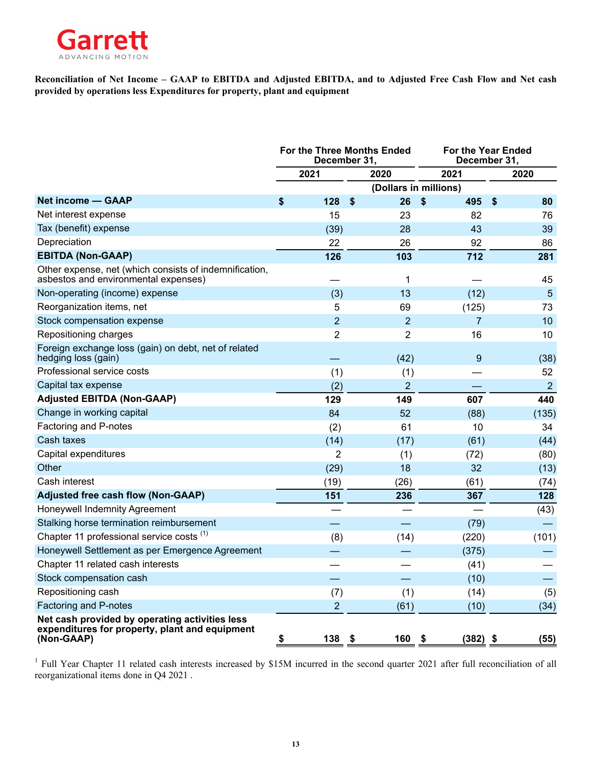Garrett
ADVANCING MOTION

**Reconciliation of Net Income – GAAP to EBITDA and Adjusted EBITDA, and to Adjusted Free Cash Flow and Net cash provided by operations less Expenditures for property, plant and equipment**

| | For the Three Months Ended December 31, | | For the Year Ended December 31, | |
|---|---|---|---|---|
| | 2021 | 2020 | 2021 | 2020 |
| | (Dollars in millions) | | | |
| **Net income — GAAP** | **$ 128** | **$ 26** | **$ 495** | **$ 80** |
| Net interest expense | 15 | 23 | 82 | 76 |
| Tax (benefit) expense | (39) | 28 | 43 | 39 |
| Depreciation | 22 | 26 | 92 | 86 |
| **EBITDA (Non-GAAP)** | **126** | **103** | **712** | **281** |
| Other expense, net (which consists of indemnification, asbestos and environmental expenses) | — | 1 | — | 45 |
| Non-operating (income) expense | (3) | 13 | (12) | 5 |
| Reorganization items, net | 5 | 69 | (125) | 73 |
| Stock compensation expense | 2 | 2 | 7 | 10 |
| Repositioning charges | 2 | 2 | 16 | 10 |
| Foreign exchange loss (gain) on debt, net of related hedging loss (gain) | — | (42) | 9 | (38) |
| Professional service costs | (1) | (1) | — | 52 |
| Capital tax expense | (2) | 2 | — | 2 |
| **Adjusted EBITDA (Non-GAAP)** | **129** | **149** | **607** | **440** |
| Change in working capital | 84 | 52 | (88) | (135) |
| Factoring and P-notes | (2) | 61 | 10 | 34 |
| Cash taxes | (14) | (17) | (61) | (44) |
| Capital expenditures | 2 | (1) | (72) | (80) |
| Other | (29) | 18 | 32 | (13) |
| Cash interest | (19) | (26) | (61) | (74) |
| **Adjusted free cash flow (Non-GAAP)** | **151** | **236** | **367** | **128** |
| Honeywell Indemnity Agreement | — | — | — | (43) |
| Stalking horse termination reimbursement | — | — | (79) | — |
| Chapter 11 professional service costs [1] | (8) | (14) | (220) | (101) |
| Honeywell Settlement as per Emergence Agreement | — | — | (375) | — |
| Chapter 11 related cash interests | — | — | (41) | — |
| Stock compensation cash | — | — | (10) | — |
| Repositioning cash | (7) | (1) | (14) | (5) |
| Factoring and P-notes | 2 | (61) | (10) | (34) |
| **Net cash provided by operating activities less expenditures for property, plant and equipment (Non-GAAP)** | **$ 138** | **$ 160** | **$ (382)** | **$ (55)** |

[1] Full Year Chapter 11 related cash interests increased by $15M incurred in the second quarter 2021 after full reconciliation of all reorganizational items done in Q4 2021 .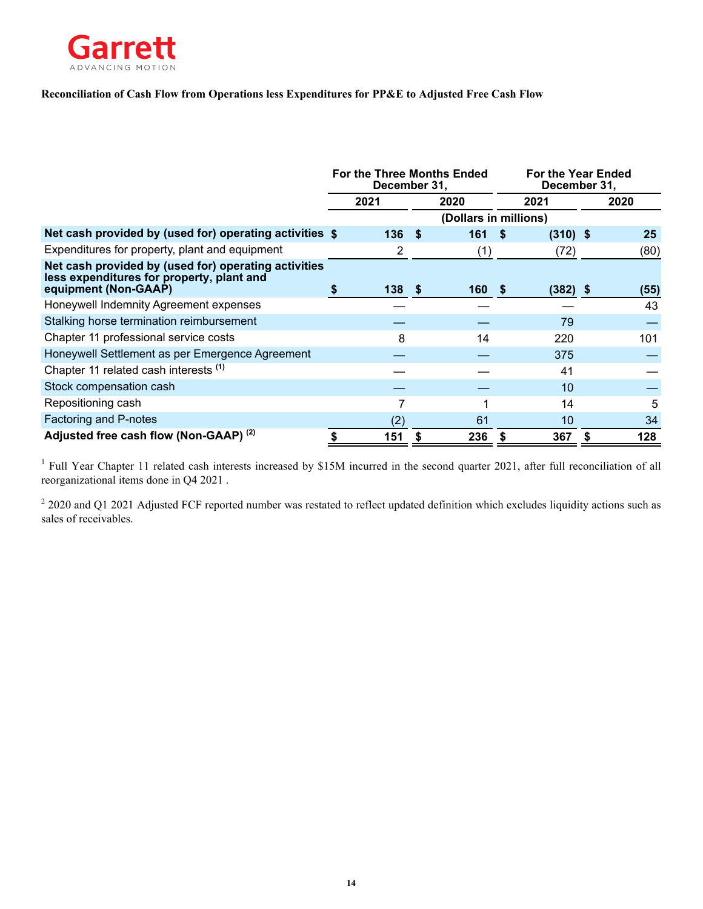Garrett
ADVANCING MOTION

**Reconciliation of Cash Flow from Operations less Expenditures for PP&E to Adjusted Free Cash Flow**

| | For the Three Months Ended December 31, | | For the Year Ended December 31, | |
|---|---|---|---|---|
| | 2021 | 2020 | 2021 | 2020 |
| | (Dollars in millions) | | | |
| **Net cash provided by (used for) operating activities** | **$ 136** | **$ 161** | **$ (310)** | **$ 25** |
| Expenditures for property, plant and equipment | 2 | (1) | (72) | (80) |
| **Net cash provided by (used for) operating activities less expenditures for property, plant and equipment (Non-GAAP)** | **$ 138** | **$ 160** | **$ (382)** | **$ (55)** |
| Honeywell Indemnity Agreement expenses | — | — | — | 43 |
| Stalking horse termination reimbursement | — | — | 79 | — |
| Chapter 11 professional service costs | 8 | 14 | 220 | 101 |
| Honeywell Settlement as per Emergence Agreement | — | — | 375 | — |
| Chapter 11 related cash interests [1] | — | — | 41 | — |
| Stock compensation cash | — | — | 10 | — |
| Repositioning cash | 7 | 1 | 14 | 5 |
| Factoring and P-notes | (2) | 61 | 10 | 34 |
| **Adjusted free cash flow (Non-GAAP) [2]** | **$ 151** | **$ 236** | **$ 367** | **$ 128** |

[1] Full Year Chapter 11 related cash interests increased by $15M incurred in the second quarter 2021, after full reconciliation of all reorganizational items done in Q4 2021 .

[2] 2020 and Q1 2021 Adjusted FCF reported number was restated to reflect updated definition which excludes liquidity actions such as sales of receivables.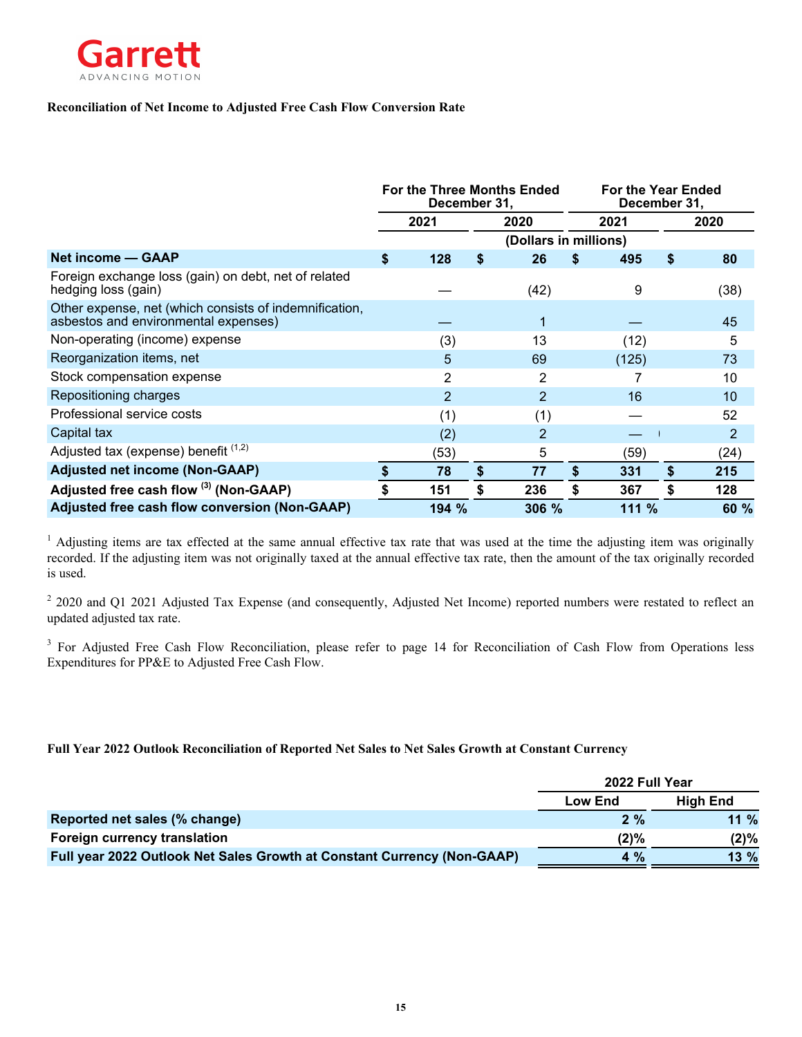Garrett
ADVANCING MOTION

**Reconciliation of Net Income to Adjusted Free Cash Flow Conversion Rate**

| | For the Three Months Ended December 31, | | For the Year Ended December 31, | |
|---|---|---|---|---|
| | 2021 | 2020 | 2021 | 2020 |
| | (Dollars in millions) | | | |
| **Net income — GAAP** | $ 128 | $ 26 | $ 495 | $ 80 |
| Foreign exchange loss (gain) on debt, net of related hedging loss (gain) | — | (42) | 9 | (38) |
| Other expense, net (which consists of indemnification, asbestos and environmental expenses) | — | 1 | — | 45 |
| Non-operating (income) expense | (3) | 13 | (12) | 5 |
| Reorganization items, net | 5 | 69 | (125) | 73 |
| Stock compensation expense | 2 | 2 | 7 | 10 |
| Repositioning charges | 2 | 2 | 16 | 10 |
| Professional service costs | (1) | (1) | — | 52 |
| Capital tax | (2) | 2 | — | 2 |
| Adjusted tax (expense) benefit [1,2] | (53) | 5 | (59) | (24) |
| **Adjusted net income (Non-GAAP)** | $ 78 | $ 77 | $ 331 | $ 215 |
| **Adjusted free cash flow [3] (Non-GAAP)** | $ 151 | $ 236 | $ 367 | $ 128 |
| **Adjusted free cash flow conversion (Non-GAAP)** | 194 % | 306 % | 111 % | 60 % |

[1] Adjusting items are tax effected at the same annual effective tax rate that was used at the time the adjusting item was originally recorded. If the adjusting item was not originally taxed at the annual effective tax rate, then the amount of the tax originally recorded is used.

[2] 2020 and Q1 2021 Adjusted Tax Expense (and consequently, Adjusted Net Income) reported numbers were restated to reflect an updated adjusted tax rate.

[3] For Adjusted Free Cash Flow Reconciliation, please refer to page 14 for Reconciliation of Cash Flow from Operations less Expenditures for PP&E to Adjusted Free Cash Flow.

**Full Year 2022 Outlook Reconciliation of Reported Net Sales to Net Sales Growth at Constant Currency**

| | 2022 Full Year | |
|---|---|---|
| | Low End | High End |
| **Reported net sales (% change)** | **2 %** | **11 %** |
| **Foreign currency translation** | **(2)%** | **(2)%** |
| **Full year 2022 Outlook Net Sales Growth at Constant Currency (Non-GAAP)** | **4 %** | **13 %** |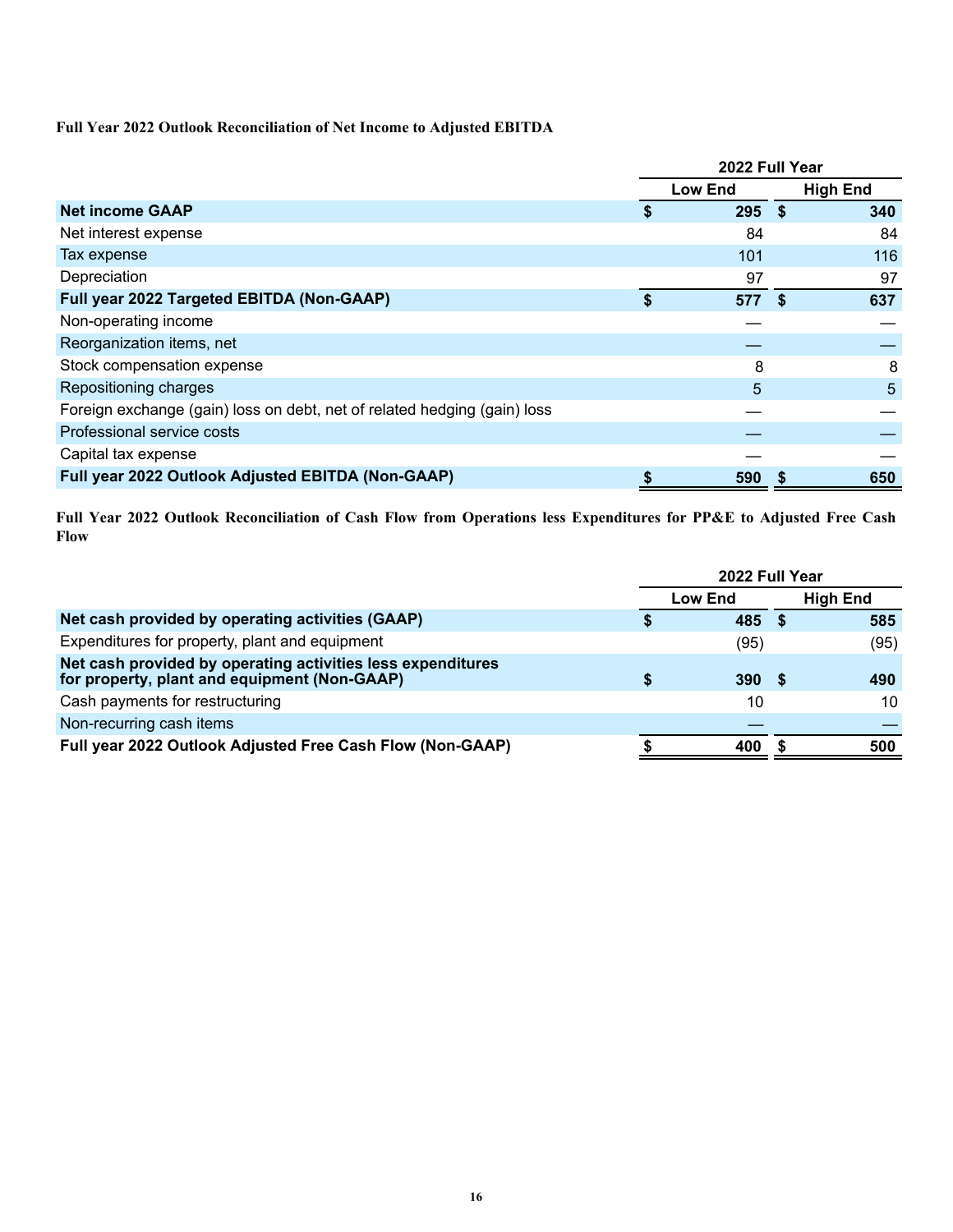**Full Year 2022 Outlook Reconciliation of Net Income to Adjusted EBITDA**

| | 2022 Full Year | |
|---|---|---|
| | Low End | High End |
| **Net income GAAP** | **$ 295** | **$ 340** |
| Net interest expense | 84 | 84 |
| Tax expense | 101 | 116 |
| Depreciation | 97 | 97 |
| **Full year 2022 Targeted EBITDA (Non-GAAP)** | **$ 577** | **$ 637** |
| Non-operating income | — | — |
| Reorganization items, net | — | — |
| Stock compensation expense | 8 | 8 |
| Repositioning charges | 5 | 5 |
| Foreign exchange (gain) loss on debt, net of related hedging (gain) loss | — | — |
| Professional service costs | — | — |
| Capital tax expense | — | — |
| **Full year 2022 Outlook Adjusted EBITDA (Non-GAAP)** | **$ 590** | **$ 650** |

**Full Year 2022 Outlook Reconciliation of Cash Flow from Operations less Expenditures for PP&E to Adjusted Free Cash Flow**

| | 2022 Full Year | |
|---|---|---|
| | Low End | High End |
| **Net cash provided by operating activities (GAAP)** | **$ 485** | **$ 585** |
| Expenditures for property, plant and equipment | (95) | (95) |
| **Net cash provided by operating activities less expenditures for property, plant and equipment (Non-GAAP)** | **$ 390** | **$ 490** |
| Cash payments for restructuring | 10 | 10 |
| Non-recurring cash items | — | — |
| **Full year 2022 Outlook Adjusted Free Cash Flow (Non-GAAP)** | **$ 400** | **$ 500** |